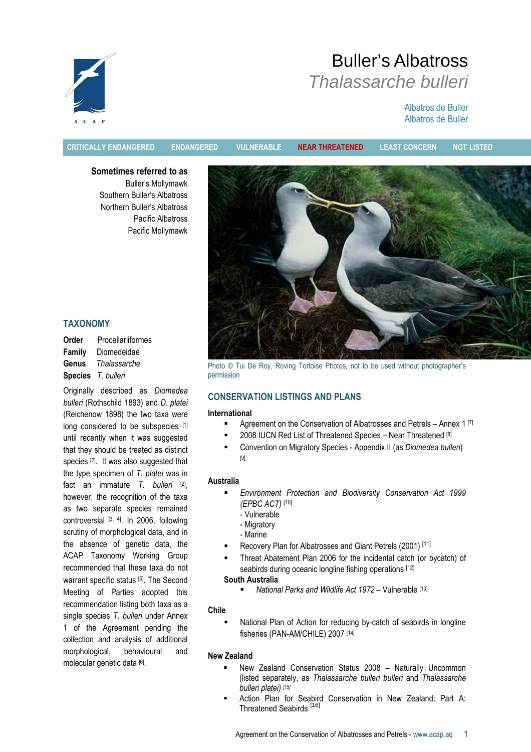# Buller's Albatross

## *Thalassarche bulleri*

Albatros de Buller
Albatros de Buller

CRITICALLY ENDANGERED | ENDANGERED | VULNERABLE | **NEAR THREATENED** | LEAST CONCERN | NOT LISTED

**Sometimes referred to as**
Buller's Mollymawk
Southern Buller's Albatross
Northern Buller's Albatross
Pacific Albatross
Pacific Mollymawk

## TAXONOMY

**Order** Procellariiformes
**Family** Diomedeidae
**Genus** *Thalassarche*
**Species** *T. bulleri*

Originally described as *Diomedea bulleri* (Rothschild 1893) and *D. platei* (Reichenow 1898) the two taxa were long considered to be subspecies [1] until recently when it was suggested that they should be treated as distinct species [2]. It was also suggested that the type specimen of *T. platei* was in fact an immature *T. bulleri* [2], however, the recognition of the taxa as two separate species remained controversial [3, 4]. In 2006, following scrutiny of morphological data, and in the absence of genetic data, the ACAP Taxonomy Working Group recommended that these taxa do not warrant specific status [5]. The Second Meeting of Parties adopted this recommendation listing both taxa as a single species *T. bulleri* under Annex 1 of the Agreement pending the collection and analysis of additional morphological, behavioural and molecular genetic data [6].

Photo © Tui De Roy, Roving Tortoise Photos, not to be used without photographer's permission

## CONSERVATION LISTINGS AND PLANS

**International**

- Agreement on the Conservation of Albatrosses and Petrels – Annex 1 [7]
- 2008 IUCN Red List of Threatened Species – Near Threatened [8]
- Convention on Migratory Species - Appendix II (as *Diomedea bulleri*) [9]

**Australia**

- *Environment Protection and Biodiversity Conservation Act 1999 (EPBC ACT)* [10]
  - Vulnerable
  - Migratory
  - Marine
- Recovery Plan for Albatrosses and Giant Petrels (2001) [11]
- Threat Abatement Plan 2006 for the incidental catch (or bycatch) of seabirds during oceanic longline fishing operations [12]

**South Australia**

- *National Parks and Wildlife Act 1972* – Vulnerable [13]

**Chile**

- National Plan of Action for reducing by-catch of seabirds in longline fisheries (PAN-AM/CHILE) 2007 [14]

**New Zealand**

- New Zealand Conservation Status 2008 – Naturally Uncommon (listed separately, as *Thalassarche bulleri bulleri* and *Thalassarche bulleri platei)* [15]
- Action Plan for Seabird Conservation in New Zealand; Part A: Threatened Seabirds [16]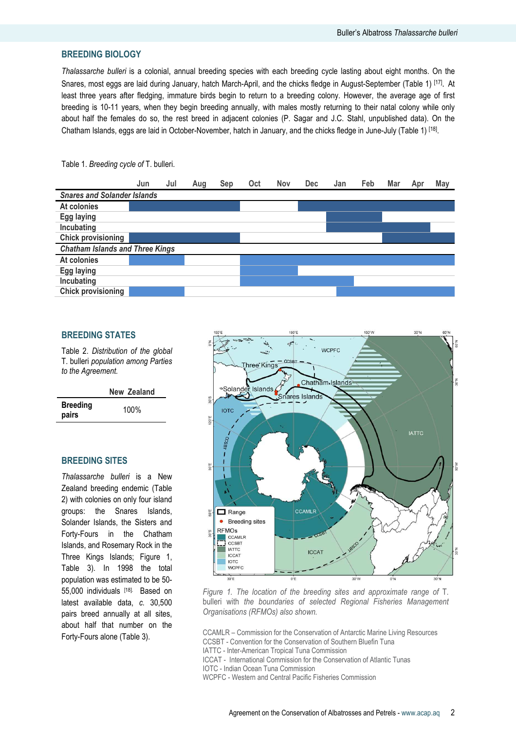## BREEDING BIOLOGY

*Thalassarche bulleri* is a colonial, annual breeding species with each breeding cycle lasting about eight months. On the Snares, most eggs are laid during January, hatch March-April, and the chicks fledge in August-September (Table 1) [17]. At least three years after fledging, immature birds begin to return to a breeding colony. However, the average age of first breeding is 10-11 years, when they begin breeding annually, with males mostly returning to their natal colony while only about half the females do so, the rest breed in adjacent colonies (P. Sagar and J.C. Stahl, unpublished data). On the Chatham Islands, eggs are laid in October-November, hatch in January, and the chicks fledge in June-July (Table 1) [18].

Table 1. *Breeding cycle of* T. bulleri.

| | Jun | Jul | Aug | Sep | Oct | Nov | Dec | Jan | Feb | Mar | Apr | May |
|---|---|---|---|---|---|---|---|---|---|---|---|---|
| ***Snares and Solander Islands*** | | | | | | | | | | | | |
| **At colonies** | ■ | ■ | ■ | ■ | | | ■ | ■ | ■ | ■ | ■ | ■ |
| **Egg laying** | | | | | | | | ■ | ■ | | | |
| **Incubating** | | | | | | | | ■ | ■ | ■ | ■ | |
| **Chick provisioning** | ■ | ■ | ■ | ■ | | | | | | ■ | ■ | ■ |
| ***Chatham Islands and Three Kings*** | | | | | | | | | | | | |
| **At colonies** | ■ | ■ | | | ■ | ■ | ■ | ■ | ■ | ■ | ■ | ■ |
| **Egg laying** | | | | | ■ | ■ | | | | | | |
| **Incubating** | | | | | ■ | ■ | ■ | ■ | | | | |
| **Chick provisioning** | ■ | ■ | | | | | | ■ (from mid-Jan) | ■ | ■ | ■ | ■ |

## BREEDING STATES

Table 2. *Distribution of the global* T. bulleri *population among Parties to the Agreement.*

| | New Zealand |
|---|---|
| **Breeding pairs** | 100% |

## BREEDING SITES

*Thalassarche bulleri* is a New Zealand breeding endemic (Table 2) with colonies on only four island groups: the Snares Islands, Solander Islands, the Sisters and Forty-Fours in the Chatham Islands, and Rosemary Rock in the Three Kings Islands; Figure 1, Table 3). In 1998 the total population was estimated to be 50-55,000 individuals [18]. Based on latest available data, *c.* 30,500 pairs breed annually at all sites, about half that number on the Forty-Fours alone (Table 3).

*Figure 1. The location of the breeding sites and approximate range of* T. bulleri *with the boundaries of selected Regional Fisheries Management Organisations (RFMOs) also shown.*

CCAMLR – Commission for the Conservation of Antarctic Marine Living Resources
CCSBT - Convention for the Conservation of Southern Bluefin Tuna
IATTC - Inter-American Tropical Tuna Commission
ICCAT - International Commission for the Conservation of Atlantic Tunas
IOTC - Indian Ocean Tuna Commission
WCPFC - Western and Central Pacific Fisheries Commission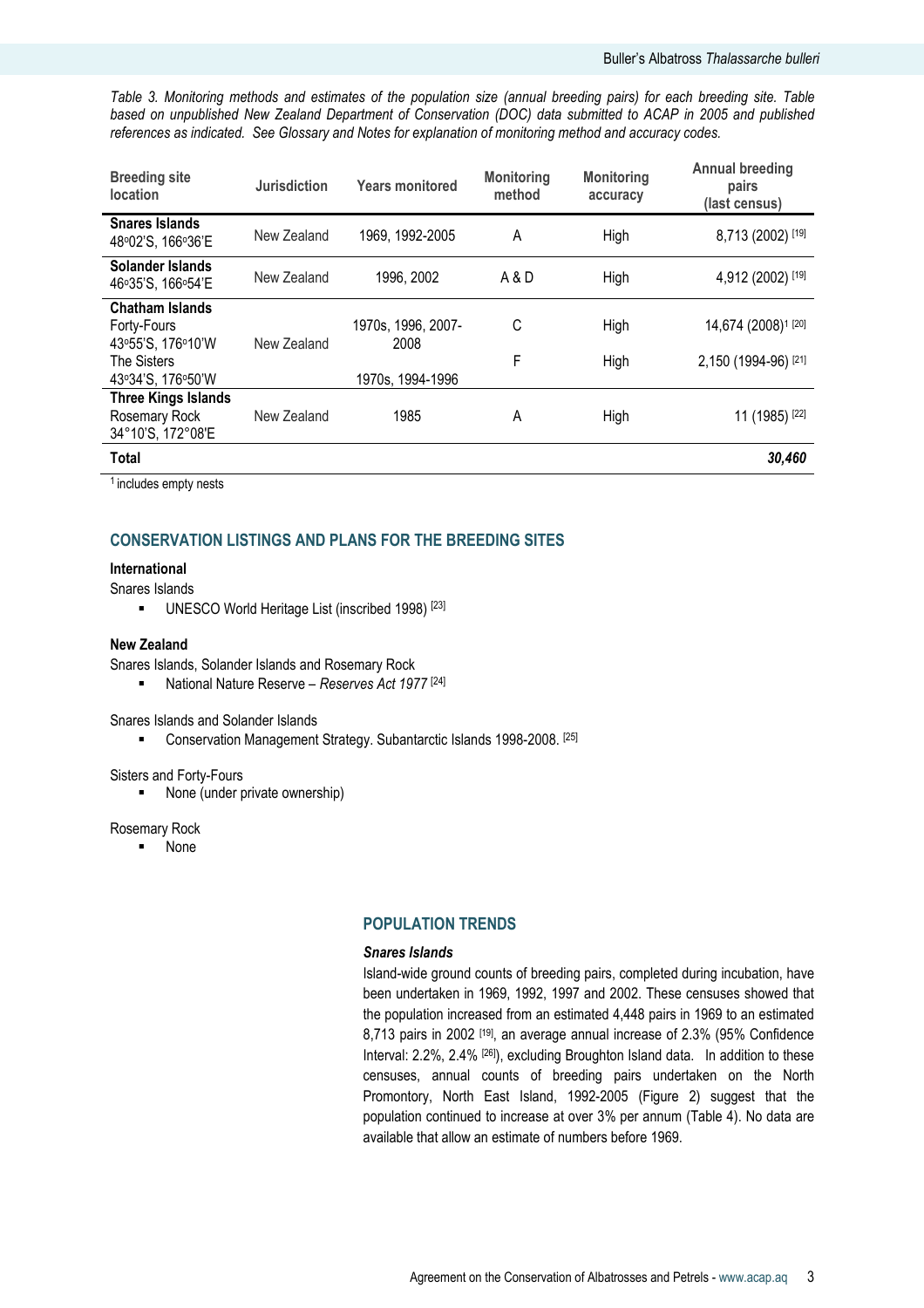*Table 3. Monitoring methods and estimates of the population size (annual breeding pairs) for each breeding site. Table based on unpublished New Zealand Department of Conservation (DOC) data submitted to ACAP in 2005 and published references as indicated. See Glossary and Notes for explanation of monitoring method and accuracy codes.*

| Breeding site location | Jurisdiction | Years monitored | Monitoring method | Monitoring accuracy | Annual breeding pairs (last census) |
|---|---|---|---|---|---|
| **Snares Islands** 48º02'S, 166º36'E | New Zealand | 1969, 1992-2005 | A | High | 8,713 (2002) [19] |
| **Solander Islands** 46º35'S, 166º54'E | New Zealand | 1996, 2002 | A & D | High | 4,912 (2002) [19] |
| **Chatham Islands** | | | | | |
| Forty-Fours 43º55'S, 176º10'W | New Zealand | 1970s, 1996, 2007-2008 | C | High | 14,674 (2008)[1] [20] |
| The Sisters 43º34'S, 176º50'W | New Zealand | 1970s, 1994-1996 | F | High | 2,150 (1994-96) [21] |
| **Three Kings Islands** Rosemary Rock 34°10'S, 172°08'E | New Zealand | 1985 | A | High | 11 (1985) [22] |
| **Total** | | | | | ***30,460*** |

[1] includes empty nests

## CONSERVATION LISTINGS AND PLANS FOR THE BREEDING SITES

**International**

Snares Islands

- UNESCO World Heritage List (inscribed 1998) [23]

**New Zealand**

Snares Islands, Solander Islands and Rosemary Rock

- National Nature Reserve – *Reserves Act 1977* [24]

Snares Islands and Solander Islands

- Conservation Management Strategy. Subantarctic Islands 1998-2008. [25]

Sisters and Forty-Fours

- None (under private ownership)

Rosemary Rock

- None

## POPULATION TRENDS

***Snares Islands***

Island-wide ground counts of breeding pairs, completed during incubation, have been undertaken in 1969, 1992, 1997 and 2002. These censuses showed that the population increased from an estimated 4,448 pairs in 1969 to an estimated 8,713 pairs in 2002 [19], an average annual increase of 2.3% (95% Confidence Interval: 2.2%, 2.4% [26]), excluding Broughton Island data. In addition to these censuses, annual counts of breeding pairs undertaken on the North Promontory, North East Island, 1992-2005 (Figure 2) suggest that the population continued to increase at over 3% per annum (Table 4). No data are available that allow an estimate of numbers before 1969.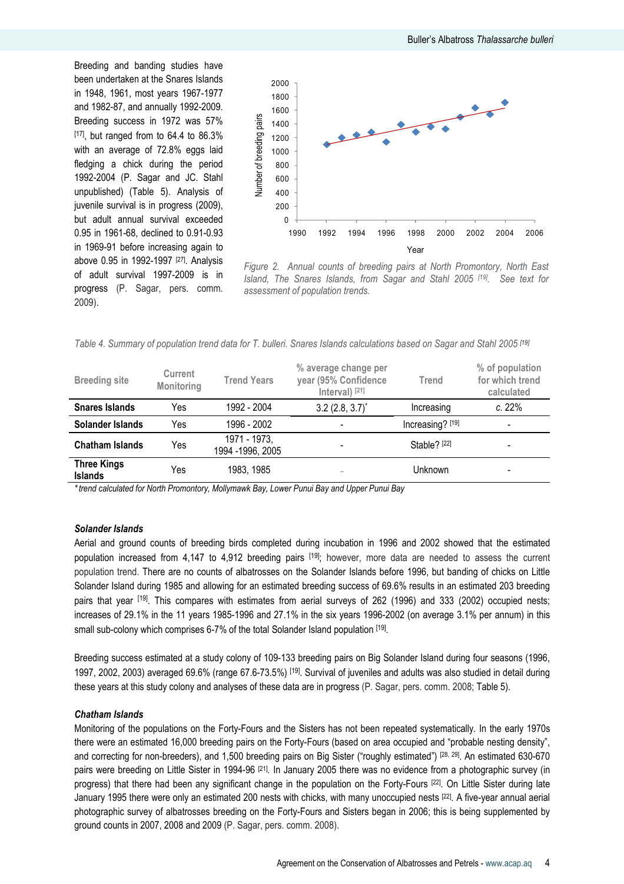Breeding and banding studies have been undertaken at the Snares Islands in 1948, 1961, most years 1967-1977 and 1982-87, and annually 1992-2009. Breeding success in 1972 was 57% [17], but ranged from to 64.4 to 86.3% with an average of 72.8% eggs laid fledging a chick during the period 1992-2004 (P. Sagar and JC. Stahl unpublished) (Table 5). Analysis of juvenile survival is in progress (2009), but adult annual survival exceeded 0.95 in 1961-68, declined to 0.91-0.93 in 1969-91 before increasing again to above 0.95 in 1992-1997 [27]. Analysis of adult survival 1997-2009 is in progress (P. Sagar, pers. comm. 2009).

*Figure 2. Annual counts of breeding pairs at North Promontory, North East Island, The Snares Islands, from Sagar and Stahl 2005 [19]. See text for assessment of population trends.*

*Table 4. Summary of population trend data for T. bulleri. Snares Islands calculations based on Sagar and Stahl 2005 [19]*

| Breeding site | Current Monitoring | Trend Years | % average change per year (95% Confidence Interval) [21] | Trend | % of population for which trend calculated |
|---|---|---|---|---|---|
| **Snares Islands** | Yes | 1992 - 2004 | 3.2 (2.8, 3.7)* | Increasing | *c.* 22% |
| **Solander Islands** | Yes | 1996 - 2002 | - | Increasing? [19] | - |
| **Chatham Islands** | Yes | 1971 - 1973, 1994 -1996, 2005 | - | Stable? [22] | - |
| **Three Kings Islands** | Yes | 1983, 1985 | - | Unknown | - |

*\*trend calculated for North Promontory, Mollymawk Bay, Lower Punui Bay and Upper Punui Bay*

### *Solander Islands*

Aerial and ground counts of breeding birds completed during incubation in 1996 and 2002 showed that the estimated population increased from 4,147 to 4,912 breeding pairs [19]; however, more data are needed to assess the current population trend. There are no counts of albatrosses on the Solander Islands before 1996, but banding of chicks on Little Solander Island during 1985 and allowing for an estimated breeding success of 69.6% results in an estimated 203 breeding pairs that year [19]. This compares with estimates from aerial surveys of 262 (1996) and 333 (2002) occupied nests; increases of 29.1% in the 11 years 1985-1996 and 27.1% in the six years 1996-2002 (on average 3.1% per annum) in this small sub-colony which comprises 6-7% of the total Solander Island population [19].

Breeding success estimated at a study colony of 109-133 breeding pairs on Big Solander Island during four seasons (1996, 1997, 2002, 2003) averaged 69.6% (range 67.6-73.5%) [19]. Survival of juveniles and adults was also studied in detail during these years at this study colony and analyses of these data are in progress (P. Sagar, pers. comm. 2008; Table 5).

### *Chatham Islands*

Monitoring of the populations on the Forty-Fours and the Sisters has not been repeated systematically. In the early 1970s there were an estimated 16,000 breeding pairs on the Forty-Fours (based on area occupied and "probable nesting density", and correcting for non-breeders), and 1,500 breeding pairs on Big Sister ("roughly estimated") [28, 29]. An estimated 630-670 pairs were breeding on Little Sister in 1994-96 [21]. In January 2005 there was no evidence from a photographic survey (in progress) that there had been any significant change in the population on the Forty-Fours [22]. On Little Sister during late January 1995 there were only an estimated 200 nests with chicks, with many unoccupied nests [22]. A five-year annual aerial photographic survey of albatrosses breeding on the Forty-Fours and Sisters began in 2006; this is being supplemented by ground counts in 2007, 2008 and 2009 (P. Sagar, pers. comm. 2008).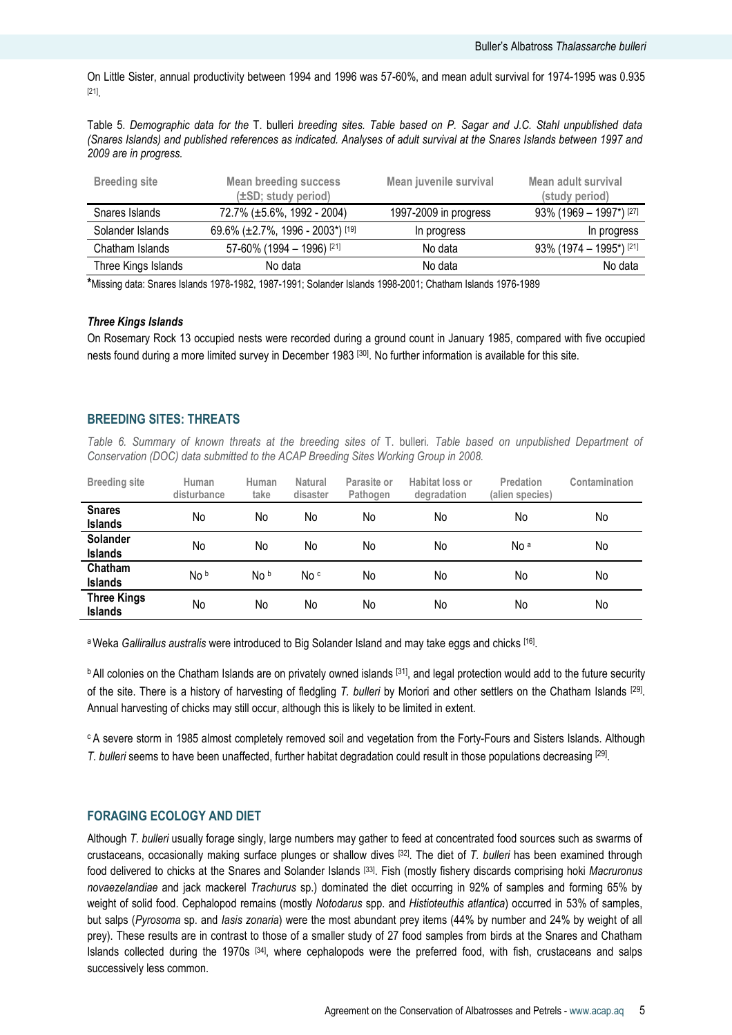On Little Sister, annual productivity between 1994 and 1996 was 57-60%, and mean adult survival for 1974-1995 was 0.935 [21].

Table 5. *Demographic data for the* T. bulleri *breeding sites. Table based on P. Sagar and J.C. Stahl unpublished data (Snares Islands) and published references as indicated. Analyses of adult survival at the Snares Islands between 1997 and 2009 are in progress.*

| Breeding site | Mean breeding success (±SD; study period) | Mean juvenile survival | Mean adult survival (study period) |
|---|---|---|---|
| Snares Islands | 72.7% (±5.6%, 1992 - 2004) | 1997-2009 in progress | 93% (1969 – 1997*) [27] |
| Solander Islands | 69.6% (±2.7%, 1996 - 2003*) [19] | In progress | In progress |
| Chatham Islands | 57-60% (1994 – 1996) [21] | No data | 93% (1974 – 1995*) [21] |
| Three Kings Islands | No data | No data | No data |

**\***Missing data: Snares Islands 1978-1982, 1987-1991; Solander Islands 1998-2001; Chatham Islands 1976-1989

***Three Kings Islands***

On Rosemary Rock 13 occupied nests were recorded during a ground count in January 1985, compared with five occupied nests found during a more limited survey in December 1983 [30]. No further information is available for this site.

## BREEDING SITES: THREATS

*Table 6. Summary of known threats at the breeding sites of* T. bulleri*. Table based on unpublished Department of Conservation (DOC) data submitted to the ACAP Breeding Sites Working Group in 2008.*

| Breeding site | Human disturbance | Human take | Natural disaster | Parasite or Pathogen | Habitat loss or degradation | Predation (alien species) | Contamination |
|---|---|---|---|---|---|---|---|
| **Snares Islands** | No | No | No | No | No | No | No |
| **Solander Islands** | No | No | No | No | No | No [a] | No |
| **Chatham Islands** | No [b] | No [b] | No [c] | No | No | No | No |
| **Three Kings Islands** | No | No | No | No | No | No | No |

[a] Weka *Gallirallus australis* were introduced to Big Solander Island and may take eggs and chicks [16].

[b] All colonies on the Chatham Islands are on privately owned islands [31], and legal protection would add to the future security of the site. There is a history of harvesting of fledgling *T. bulleri* by Moriori and other settlers on the Chatham Islands [29]. Annual harvesting of chicks may still occur, although this is likely to be limited in extent.

[c] A severe storm in 1985 almost completely removed soil and vegetation from the Forty-Fours and Sisters Islands. Although *T. bulleri* seems to have been unaffected, further habitat degradation could result in those populations decreasing [29].

## FORAGING ECOLOGY AND DIET

Although *T. bulleri* usually forage singly, large numbers may gather to feed at concentrated food sources such as swarms of crustaceans, occasionally making surface plunges or shallow dives [32]. The diet of *T. bulleri* has been examined through food delivered to chicks at the Snares and Solander Islands [33]. Fish (mostly fishery discards comprising hoki *Macruronus novaezelandiae* and jack mackerel *Trachurus* sp.) dominated the diet occurring in 92% of samples and forming 65% by weight of solid food. Cephalopod remains (mostly *Notodarus* spp. and *Histioteuthis atlantica*) occurred in 53% of samples, but salps (*Pyrosoma* sp. and *Iasis zonaria*) were the most abundant prey items (44% by number and 24% by weight of all prey). These results are in contrast to those of a smaller study of 27 food samples from birds at the Snares and Chatham Islands collected during the 1970s [34], where cephalopods were the preferred food, with fish, crustaceans and salps successively less common.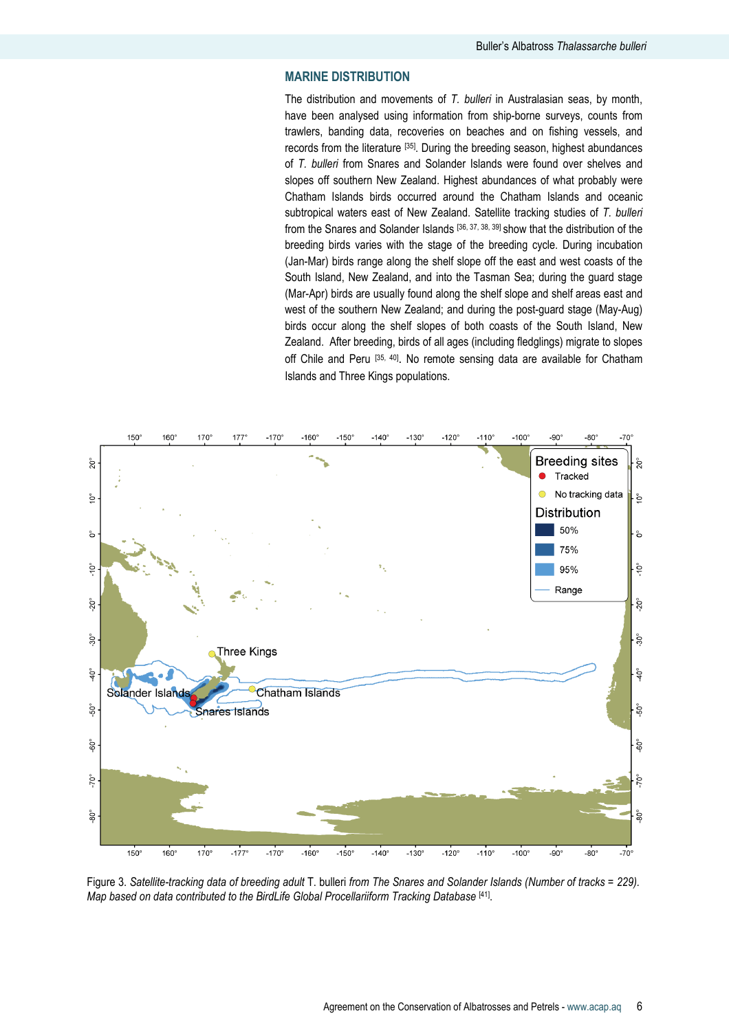## MARINE DISTRIBUTION

The distribution and movements of *T. bulleri* in Australasian seas, by month, have been analysed using information from ship-borne surveys, counts from trawlers, banding data, recoveries on beaches and on fishing vessels, and records from the literature [35]. During the breeding season, highest abundances of *T. bulleri* from Snares and Solander Islands were found over shelves and slopes off southern New Zealand. Highest abundances of what probably were Chatham Islands birds occurred around the Chatham Islands and oceanic subtropical waters east of New Zealand. Satellite tracking studies of *T. bulleri* from the Snares and Solander Islands [36, 37, 38, 39] show that the distribution of the breeding birds varies with the stage of the breeding cycle. During incubation (Jan-Mar) birds range along the shelf slope off the east and west coasts of the South Island, New Zealand, and into the Tasman Sea; during the guard stage (Mar-Apr) birds are usually found along the shelf slope and shelf areas east and west of the southern New Zealand; and during the post-guard stage (May-Aug) birds occur along the shelf slopes of both coasts of the South Island, New Zealand. After breeding, birds of all ages (including fledglings) migrate to slopes off Chile and Peru [35, 40]. No remote sensing data are available for Chatham Islands and Three Kings populations.

Figure 3. *Satellite-tracking data of breeding adult* T. bulleri *from The Snares and Solander Islands (Number of tracks = 229). Map based on data contributed to the BirdLife Global Procellariiform Tracking Database* [41].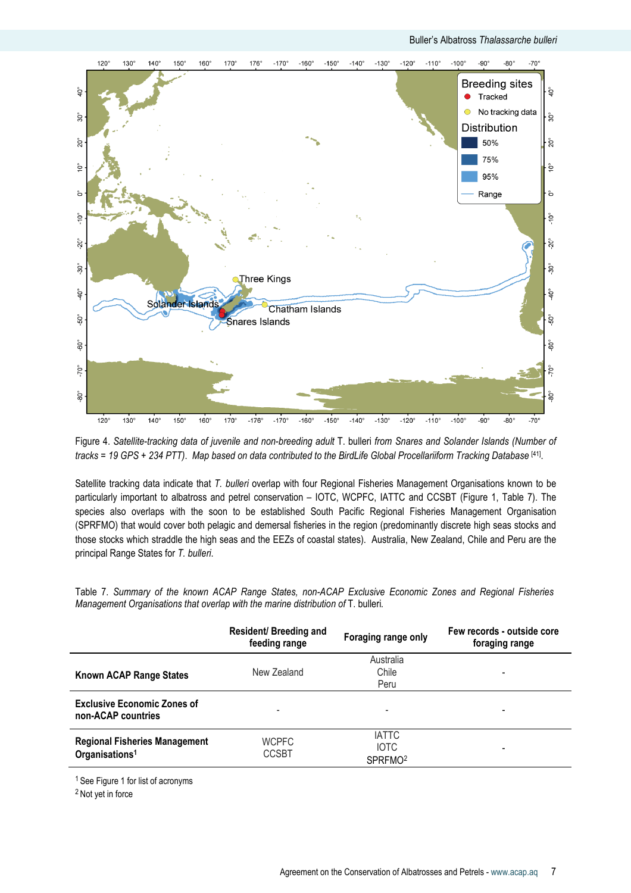Figure 4. *Satellite-tracking data of juvenile and non-breeding adult* T. bulleri *from Snares and Solander Islands (Number of tracks = 19 GPS + 234 PTT). Map based on data contributed to the BirdLife Global Procellariiform Tracking Database* [41].

Satellite tracking data indicate that *T. bulleri* overlap with four Regional Fisheries Management Organisations known to be particularly important to albatross and petrel conservation – IOTC, WCPFC, IATTC and CCSBT (Figure 1, Table 7). The species also overlaps with the soon to be established South Pacific Regional Fisheries Management Organisation (SPRFMO) that would cover both pelagic and demersal fisheries in the region (predominantly discrete high seas stocks and those stocks which straddle the high seas and the EEZs of coastal states). Australia, New Zealand, Chile and Peru are the principal Range States for *T. bulleri.*

Table 7. *Summary of the known ACAP Range States, non-ACAP Exclusive Economic Zones and Regional Fisheries Management Organisations that overlap with the marine distribution of* T. bulleri.

| | Resident/ Breeding and feeding range | Foraging range only | Few records - outside core foraging range |
|---|---|---|---|
| **Known ACAP Range States** | New Zealand | Australia<br>Chile<br>Peru | - |
| **Exclusive Economic Zones of non-ACAP countries** | - | - | - |
| **Regional Fisheries Management Organisations**[1] | WCPFC<br>CCSBT | IATTC<br>IOTC<br>SPRFMO[2] | - |

[1] See Figure 1 for list of acronyms

[2] Not yet in force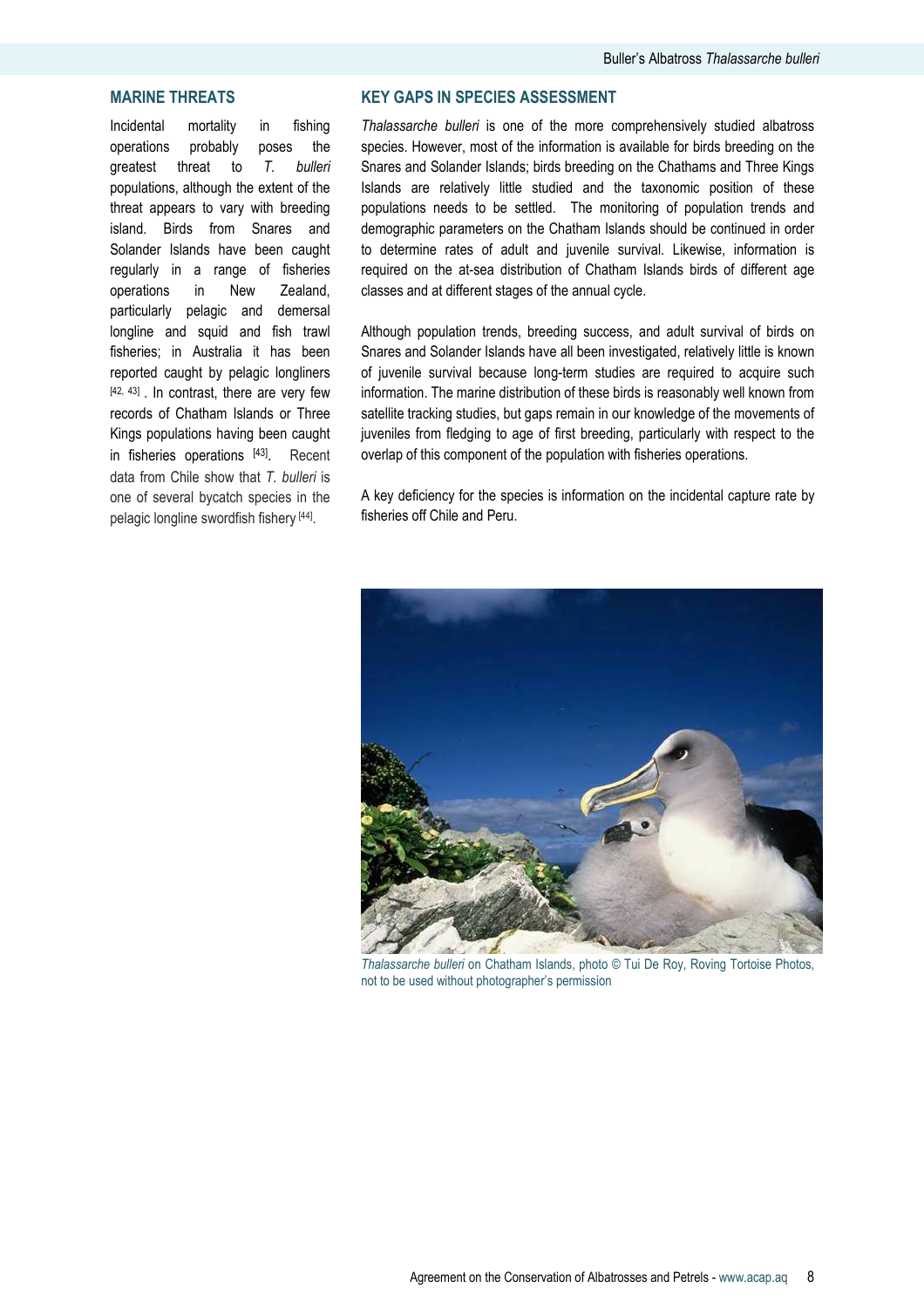## MARINE THREATS

Incidental mortality in fishing operations probably poses the greatest threat to *T. bulleri* populations, although the extent of the threat appears to vary with breeding island. Birds from Snares and Solander Islands have been caught regularly in a range of fisheries operations in New Zealand, particularly pelagic and demersal longline and squid and fish trawl fisheries; in Australia it has been reported caught by pelagic longliners [42, 43] . In contrast, there are very few records of Chatham Islands or Three Kings populations having been caught in fisheries operations [43]. Recent data from Chile show that *T. bulleri* is one of several bycatch species in the pelagic longline swordfish fishery [44].

## KEY GAPS IN SPECIES ASSESSMENT

*Thalassarche bulleri* is one of the more comprehensively studied albatross species. However, most of the information is available for birds breeding on the Snares and Solander Islands; birds breeding on the Chathams and Three Kings Islands are relatively little studied and the taxonomic position of these populations needs to be settled. The monitoring of population trends and demographic parameters on the Chatham Islands should be continued in order to determine rates of adult and juvenile survival. Likewise, information is required on the at-sea distribution of Chatham Islands birds of different age classes and at different stages of the annual cycle.

Although population trends, breeding success, and adult survival of birds on Snares and Solander Islands have all been investigated, relatively little is known of juvenile survival because long-term studies are required to acquire such information. The marine distribution of these birds is reasonably well known from satellite tracking studies, but gaps remain in our knowledge of the movements of juveniles from fledging to age of first breeding, particularly with respect to the overlap of this component of the population with fisheries operations.

A key deficiency for the species is information on the incidental capture rate by fisheries off Chile and Peru.

*Thalassarche bulleri* on Chatham Islands, photo © Tui De Roy, Roving Tortoise Photos, not to be used without photographer's permission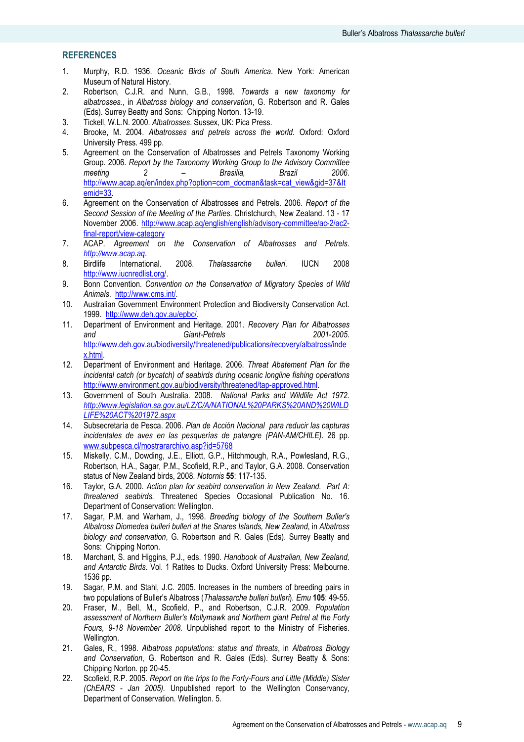## REFERENCES

1. Murphy, R.D. 1936. *Oceanic Birds of South America*. New York: American Museum of Natural History.
2. Robertson, C.J.R. and Nunn, G.B., 1998. *Towards a new taxonomy for albatrosses.*, in *Albatross biology and conservation*, G. Robertson and R. Gales (Eds). Surrey Beatty and Sons: Chipping Norton. 13-19.
3. Tickell, W.L.N. 2000. *Albatrosses*. Sussex, UK: Pica Press.
4. Brooke, M. 2004. *Albatrosses and petrels across the world.* Oxford: Oxford University Press. 499 pp.
5. Agreement on the Conservation of Albatrosses and Petrels Taxonomy Working Group. 2006. *Report by the Taxonomy Working Group to the Advisory Committee meeting 2 – Brasilia, Brazil 2006.* http://www.acap.aq/en/index.php?option=com_docman&task=cat_view&gid=37&Itemid=33.
6. Agreement on the Conservation of Albatrosses and Petrels. 2006. *Report of the Second Session of the Meeting of the Parties.* Christchurch, New Zealand. 13 - 17 November 2006. http://www.acap.aq/english/english/advisory-committee/ac-2/ac2-final-report/view-category
7. ACAP. *Agreement on the Conservation of Albatrosses and Petrels.* *http://www.acap.aq*.
8. Birdlife International. 2008. *Thalassarche bulleri.* IUCN 2008 http://www.iucnredlist.org/.
9. Bonn Convention. *Convention on the Conservation of Migratory Species of Wild Animals.* http://www.cms.int/.
10. Australian Government Environment Protection and Biodiversity Conservation Act. 1999. http://www.deh.gov.au/epbc/.
11. Department of Environment and Heritage. 2001. *Recovery Plan for Albatrosses and Giant-Petrels 2001-2005.* http://www.deh.gov.au/biodiversity/threatened/publications/recovery/albatross/index.html.
12. Department of Environment and Heritage. 2006. *Threat Abatement Plan for the incidental catch (or bycatch) of seabirds during oceanic longline fishing operations* http://www.environment.gov.au/biodiversity/threatened/tap-approved.html.
13. Government of South Australia. 2008. *National Parks and Wildlife Act 1972.* *http://www.legislation.sa.gov.au/LZ/C/A/NATIONAL%20PARKS%20AND%20WILDLIFE%20ACT%201972.aspx*
14. Subsecretaría de Pesca. 2006. *Plan de Acción Nacional para reducir las capturas incidentales de aves en las pesquerías de palangre (PAN-AM/CHILE).* 26 pp. www.subpesca.cl/mostrararchivo.asp?id=5768
15. Miskelly, C.M., Dowding, J.E., Elliott, G.P., Hitchmough, R.A., Powlesland, R.G., Robertson, H.A., Sagar, P.M., Scofield, R.P., and Taylor, G.A. 2008. Conservation status of New Zealand birds, 2008. *Notornis* **55**: 117-135.
16. Taylor, G.A. 2000. *Action plan for seabird conservation in New Zealand. Part A: threatened seabirds.* Threatened Species Occasional Publication No. 16. Department of Conservation: Wellington.
17. Sagar, P.M. and Warham, J., 1998. *Breeding biology of the Southern Buller's Albatross Diomedea bulleri bulleri at the Snares Islands, New Zealand*, in *Albatross biology and conservation*, G. Robertson and R. Gales (Eds). Surrey Beatty and Sons: Chipping Norton.
18. Marchant, S. and Higgins, P.J., eds. 1990. *Handbook of Australian, New Zealand, and Antarctic Birds.* Vol. 1 Ratites to Ducks. Oxford University Press: Melbourne. 1536 pp.
19. Sagar, P.M. and Stahl, J.C. 2005. Increases in the numbers of breeding pairs in two populations of Buller's Albatross (*Thalassarche bulleri bulleri*). *Emu* **105**: 49-55.
20. Fraser, M., Bell, M., Scofield, P., and Robertson, C.J.R. 2009. *Population assessment of Northern Buller's Mollymawk and Northern giant Petrel at the Forty Fours, 9-18 November 2008.* Unpublished report to the Ministry of Fisheries. Wellington.
21. Gales, R., 1998. *Albatross populations: status and threats*, in *Albatross Biology and Conservation*, G. Robertson and R. Gales (Eds). Surrey Beatty & Sons: Chipping Norton. pp 20-45.
22. Scofield, R.P. 2005. *Report on the trips to the Forty-Fours and Little (Middle) Sister (ChEARS - Jan 2005).* Unpublished report to the Wellington Conservancy, Department of Conservation. Wellington. 5.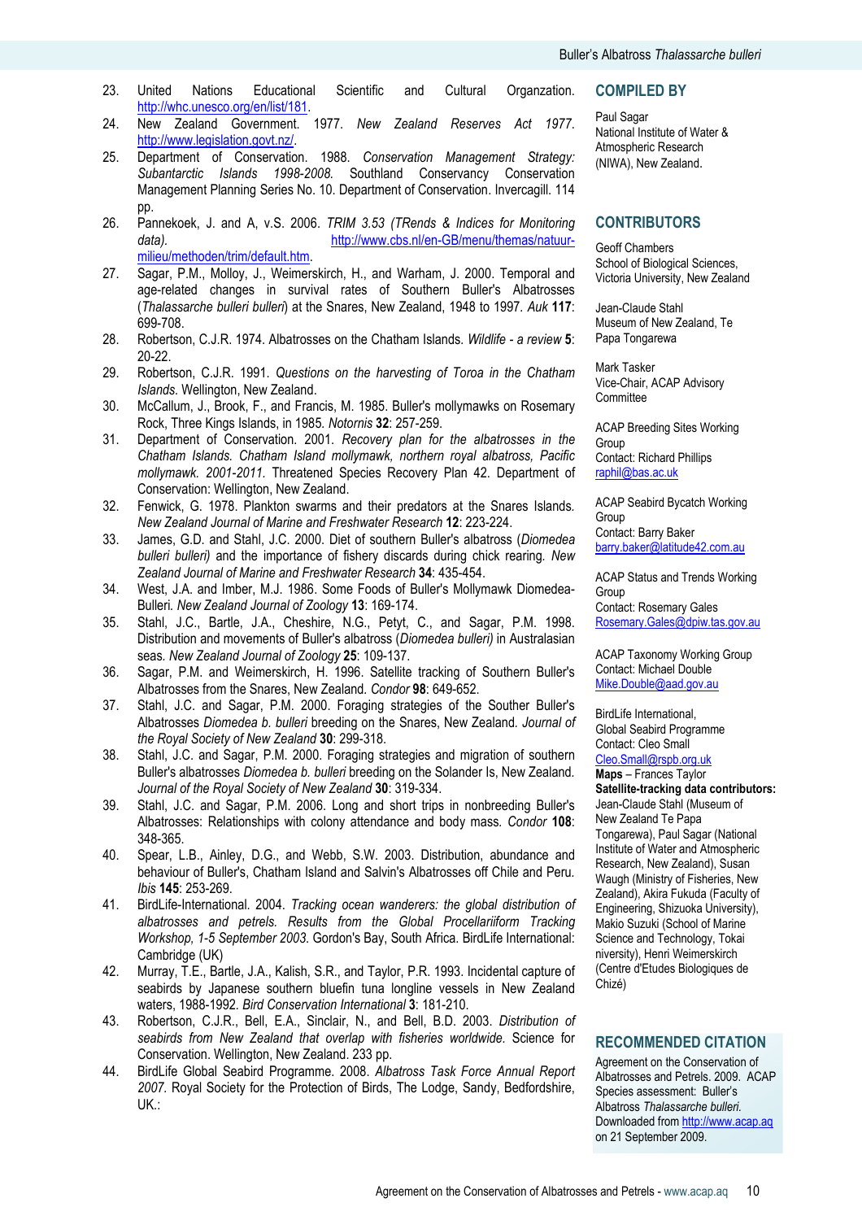23. United Nations Educational Scientific and Cultural Organzation. http://whc.unesco.org/en/list/181.
24. New Zealand Government. 1977. *New Zealand Reserves Act 1977.* http://www.legislation.govt.nz/.
25. Department of Conservation. 1988. *Conservation Management Strategy: Subantarctic Islands 1998-2008.* Southland Conservancy Conservation Management Planning Series No. 10. Department of Conservation. Invercagill. 114 pp.
26. Pannekoek, J. and A, v.S. 2006. *TRIM 3.53 (TRends & Indices for Monitoring data).* http://www.cbs.nl/en-GB/menu/themas/natuur-milieu/methoden/trim/default.htm.
27. Sagar, P.M., Molloy, J., Weimerskirch, H., and Warham, J. 2000. Temporal and age-related changes in survival rates of Southern Buller's Albatrosses (*Thalassarche bulleri bulleri*) at the Snares, New Zealand, 1948 to 1997. *Auk* **117**: 699-708.
28. Robertson, C.J.R. 1974. Albatrosses on the Chatham Islands. *Wildlife - a review* **5**: 20-22.
29. Robertson, C.J.R. 1991. *Questions on the harvesting of Toroa in the Chatham Islands.* Wellington, New Zealand.
30. McCallum, J., Brook, F., and Francis, M. 1985. Buller's mollymawks on Rosemary Rock, Three Kings Islands, in 1985. *Notornis* **32**: 257-259.
31. Department of Conservation. 2001. *Recovery plan for the albatrosses in the Chatham Islands. Chatham Island mollymawk, northern royal albatross, Pacific mollymawk. 2001-2011.* Threatened Species Recovery Plan 42. Department of Conservation: Wellington, New Zealand.
32. Fenwick, G. 1978. Plankton swarms and their predators at the Snares Islands. *New Zealand Journal of Marine and Freshwater Research* **12**: 223-224.
33. James, G.D. and Stahl, J.C. 2000. Diet of southern Buller's albatross (*Diomedea bulleri bulleri)* and the importance of fishery discards during chick rearing. *New Zealand Journal of Marine and Freshwater Research* **34**: 435-454.
34. West, J.A. and Imber, M.J. 1986. Some Foods of Buller's Mollymawk Diomedea-Bulleri. *New Zealand Journal of Zoology* **13**: 169-174.
35. Stahl, J.C., Bartle, J.A., Cheshire, N.G., Petyt, C., and Sagar, P.M. 1998. Distribution and movements of Buller's albatross (*Diomedea bulleri)* in Australasian seas. *New Zealand Journal of Zoology* **25**: 109-137.
36. Sagar, P.M. and Weimerskirch, H. 1996. Satellite tracking of Southern Buller's Albatrosses from the Snares, New Zealand. *Condor* **98**: 649-652.
37. Stahl, J.C. and Sagar, P.M. 2000. Foraging strategies of the Souther Buller's Albatrosses *Diomedea b. bulleri* breeding on the Snares, New Zealand. *Journal of the Royal Society of New Zealand* **30**: 299-318.
38. Stahl, J.C. and Sagar, P.M. 2000. Foraging strategies and migration of southern Buller's albatrosses *Diomedea b. bulleri* breeding on the Solander Is, New Zealand. *Journal of the Royal Society of New Zealand* **30**: 319-334.
39. Stahl, J.C. and Sagar, P.M. 2006. Long and short trips in nonbreeding Buller's Albatrosses: Relationships with colony attendance and body mass. *Condor* **108**: 348-365.
40. Spear, L.B., Ainley, D.G., and Webb, S.W. 2003. Distribution, abundance and behaviour of Buller's, Chatham Island and Salvin's Albatrosses off Chile and Peru. *Ibis* **145**: 253-269.
41. BirdLife-International. 2004. *Tracking ocean wanderers: the global distribution of albatrosses and petrels. Results from the Global Procellariiform Tracking Workshop, 1-5 September 2003.* Gordon's Bay, South Africa. BirdLife International: Cambridge (UK)
42. Murray, T.E., Bartle, J.A., Kalish, S.R., and Taylor, P.R. 1993. Incidental capture of seabirds by Japanese southern bluefin tuna longline vessels in New Zealand waters, 1988-1992. *Bird Conservation International* **3**: 181-210.
43. Robertson, C.J.R., Bell, E.A., Sinclair, N., and Bell, B.D. 2003. *Distribution of seabirds from New Zealand that overlap with fisheries worldwide.* Science for Conservation. Wellington, New Zealand. 233 pp.
44. BirdLife Global Seabird Programme. 2008. *Albatross Task Force Annual Report 2007.* Royal Society for the Protection of Birds, The Lodge, Sandy, Bedfordshire, UK.:

## COMPILED BY

Paul Sagar
National Institute of Water & Atmospheric Research (NIWA), New Zealand.

## CONTRIBUTORS

Geoff Chambers
School of Biological Sciences, Victoria University, New Zealand

Jean-Claude Stahl
Museum of New Zealand, Te Papa Tongarewa

Mark Tasker
Vice-Chair, ACAP Advisory Committee

ACAP Breeding Sites Working Group
Contact: Richard Phillips
raphil@bas.ac.uk

ACAP Seabird Bycatch Working Group
Contact: Barry Baker
barry.baker@latitude42.com.au

ACAP Status and Trends Working Group
Contact: Rosemary Gales
Rosemary.Gales@dpiw.tas.gov.au

ACAP Taxonomy Working Group
Contact: Michael Double
Mike.Double@aad.gov.au

BirdLife International, Global Seabird Programme
Contact: Cleo Small
Cleo.Small@rspb.org.uk

**Maps** – Frances Taylor

**Satellite-tracking data contributors:** Jean-Claude Stahl (Museum of New Zealand Te Papa Tongarewa), Paul Sagar (National Institute of Water and Atmospheric Research, New Zealand), Susan Waugh (Ministry of Fisheries, New Zealand), Akira Fukuda (Faculty of Engineering, Shizuoka University), Makio Suzuki (School of Marine Science and Technology, Tokai niversity), Henri Weimerskirch (Centre d'Etudes Biologiques de Chizé)

## RECOMMENDED CITATION

Agreement on the Conservation of Albatrosses and Petrels. 2009. ACAP Species assessment: Buller's Albatross *Thalassarche bulleri.* Downloaded from http://www.acap.aq on 21 September 2009.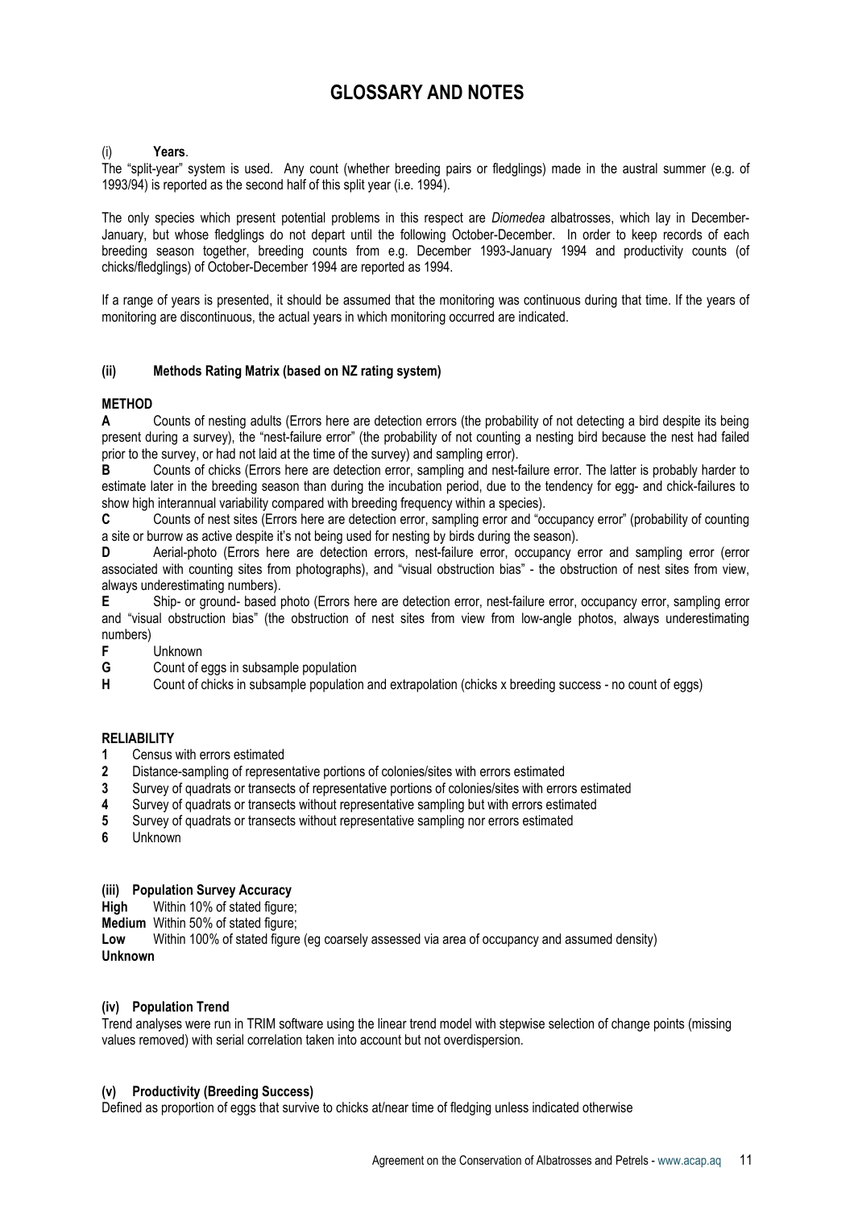# GLOSSARY AND NOTES

(i) **Years**.

The "split-year" system is used. Any count (whether breeding pairs or fledglings) made in the austral summer (e.g. of 1993/94) is reported as the second half of this split year (i.e. 1994).

The only species which present potential problems in this respect are *Diomedea* albatrosses, which lay in December-January, but whose fledglings do not depart until the following October-December. In order to keep records of each breeding season together, breeding counts from e.g. December 1993-January 1994 and productivity counts (of chicks/fledglings) of October-December 1994 are reported as 1994.

If a range of years is presented, it should be assumed that the monitoring was continuous during that time. If the years of monitoring are discontinuous, the actual years in which monitoring occurred are indicated.

### (ii) Methods Rating Matrix (based on NZ rating system)

**METHOD**

**A** Counts of nesting adults (Errors here are detection errors (the probability of not detecting a bird despite its being present during a survey), the "nest-failure error" (the probability of not counting a nesting bird because the nest had failed prior to the survey, or had not laid at the time of the survey) and sampling error).

**B** Counts of chicks (Errors here are detection error, sampling and nest-failure error. The latter is probably harder to estimate later in the breeding season than during the incubation period, due to the tendency for egg- and chick-failures to show high interannual variability compared with breeding frequency within a species).

**C** Counts of nest sites (Errors here are detection error, sampling error and "occupancy error" (probability of counting a site or burrow as active despite it's not being used for nesting by birds during the season).

**D** Aerial-photo (Errors here are detection errors, nest-failure error, occupancy error and sampling error (error associated with counting sites from photographs), and "visual obstruction bias" - the obstruction of nest sites from view, always underestimating numbers).

**E** Ship- or ground- based photo (Errors here are detection error, nest-failure error, occupancy error, sampling error and "visual obstruction bias" (the obstruction of nest sites from view from low-angle photos, always underestimating numbers)

**F** Unknown

**G** Count of eggs in subsample population

**H** Count of chicks in subsample population and extrapolation (chicks x breeding success - no count of eggs)

**RELIABILITY**

**1** Census with errors estimated

**2** Distance-sampling of representative portions of colonies/sites with errors estimated

**3** Survey of quadrats or transects of representative portions of colonies/sites with errors estimated

**4** Survey of quadrats or transects without representative sampling but with errors estimated

**5** Survey of quadrats or transects without representative sampling nor errors estimated

**6** Unknown

### (iii) Population Survey Accuracy

**High** Within 10% of stated figure;

**Medium** Within 50% of stated figure;

**Low** Within 100% of stated figure (eg coarsely assessed via area of occupancy and assumed density)

**Unknown**

### (iv) Population Trend

Trend analyses were run in TRIM software using the linear trend model with stepwise selection of change points (missing values removed) with serial correlation taken into account but not overdispersion.

### (v) Productivity (Breeding Success)

Defined as proportion of eggs that survive to chicks at/near time of fledging unless indicated otherwise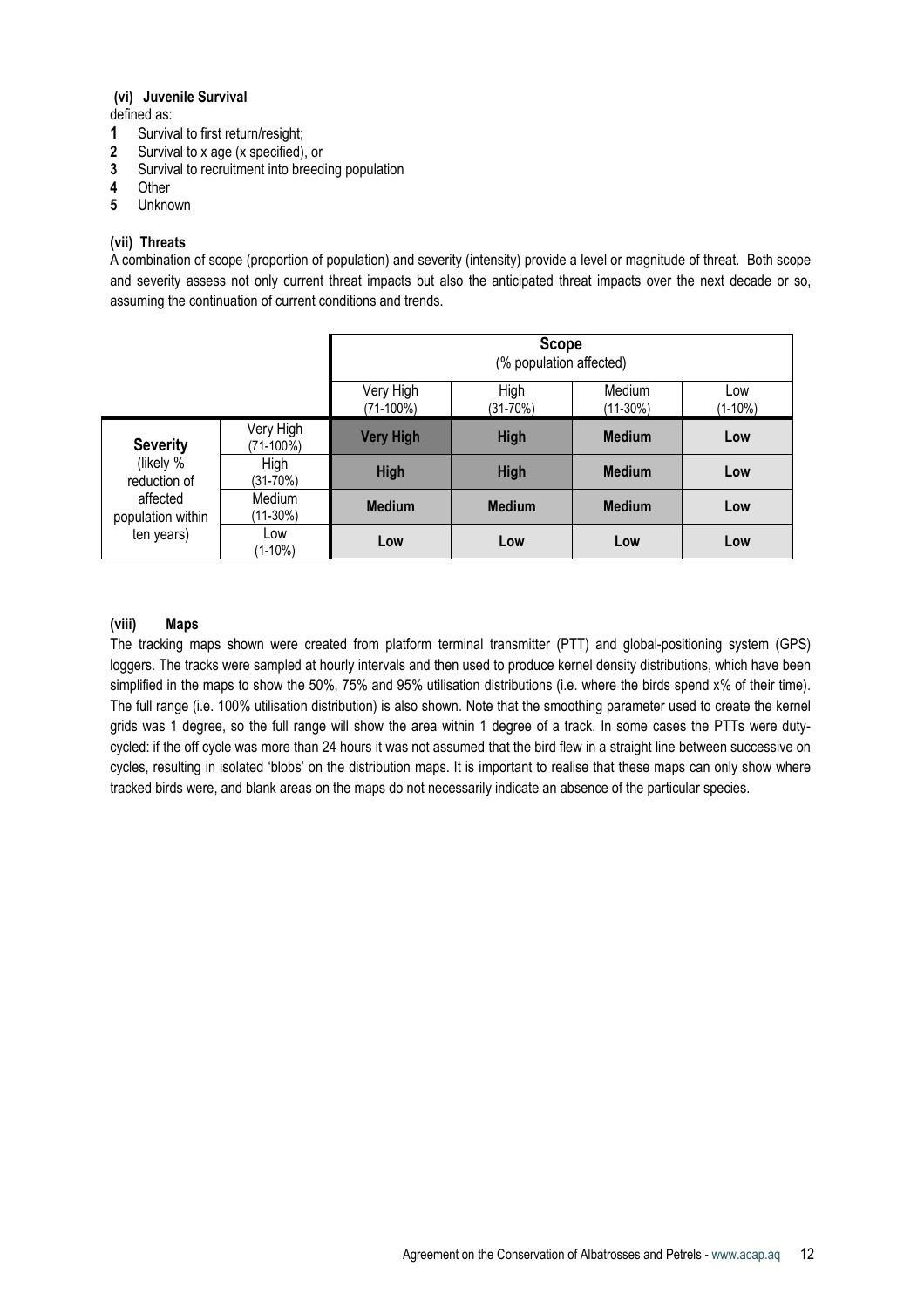#### (vi) Juvenile Survival

defined as:

1. Survival to first return/resight;
2. Survival to x age (x specified), or
3. Survival to recruitment into breeding population
4. Other
5. Unknown

#### (vii) Threats

A combination of scope (proportion of population) and severity (intensity) provide a level or magnitude of threat. Both scope and severity assess not only current threat impacts but also the anticipated threat impacts over the next decade or so, assuming the continuation of current conditions and trends.

| | | Scope (% population affected) | | | |
|---|---|---|---|---|---|
| | | Very High (71-100%) | High (31-70%) | Medium (11-30%) | Low (1-10%) |
| **Severity** (likely % reduction of affected population within ten years) | Very High (71-100%) | **Very High** | **High** | **Medium** | **Low** |
| | High (31-70%) | **High** | **High** | **Medium** | **Low** |
| | Medium (11-30%) | **Medium** | **Medium** | **Medium** | **Low** |
| | Low (1-10%) | **Low** | **Low** | **Low** | **Low** |

#### (viii) Maps

The tracking maps shown were created from platform terminal transmitter (PTT) and global-positioning system (GPS) loggers. The tracks were sampled at hourly intervals and then used to produce kernel density distributions, which have been simplified in the maps to show the 50%, 75% and 95% utilisation distributions (i.e. where the birds spend x% of their time). The full range (i.e. 100% utilisation distribution) is also shown. Note that the smoothing parameter used to create the kernel grids was 1 degree, so the full range will show the area within 1 degree of a track. In some cases the PTTs were duty-cycled: if the off cycle was more than 24 hours it was not assumed that the bird flew in a straight line between successive on cycles, resulting in isolated 'blobs' on the distribution maps. It is important to realise that these maps can only show where tracked birds were, and blank areas on the maps do not necessarily indicate an absence of the particular species.